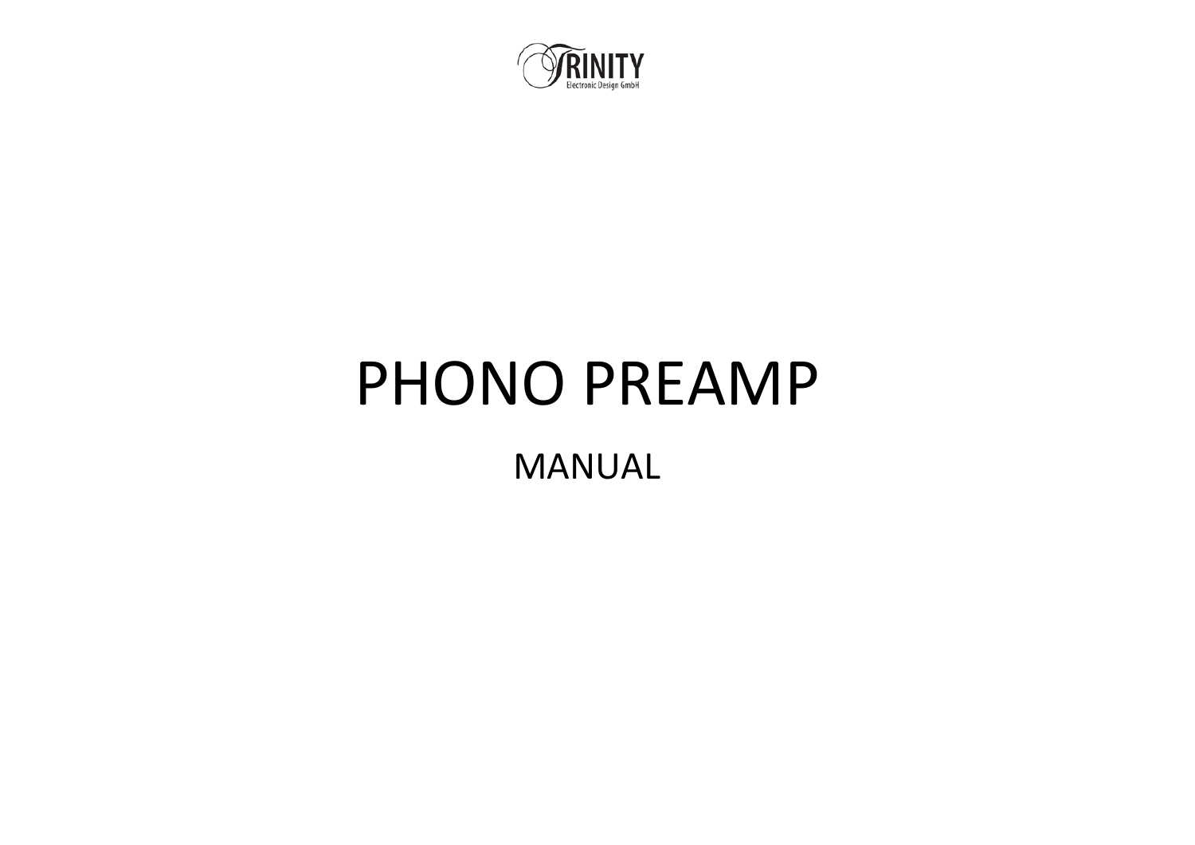TRINITY
Electronic Design GmbH

# PHONO PREAMP

## MANUAL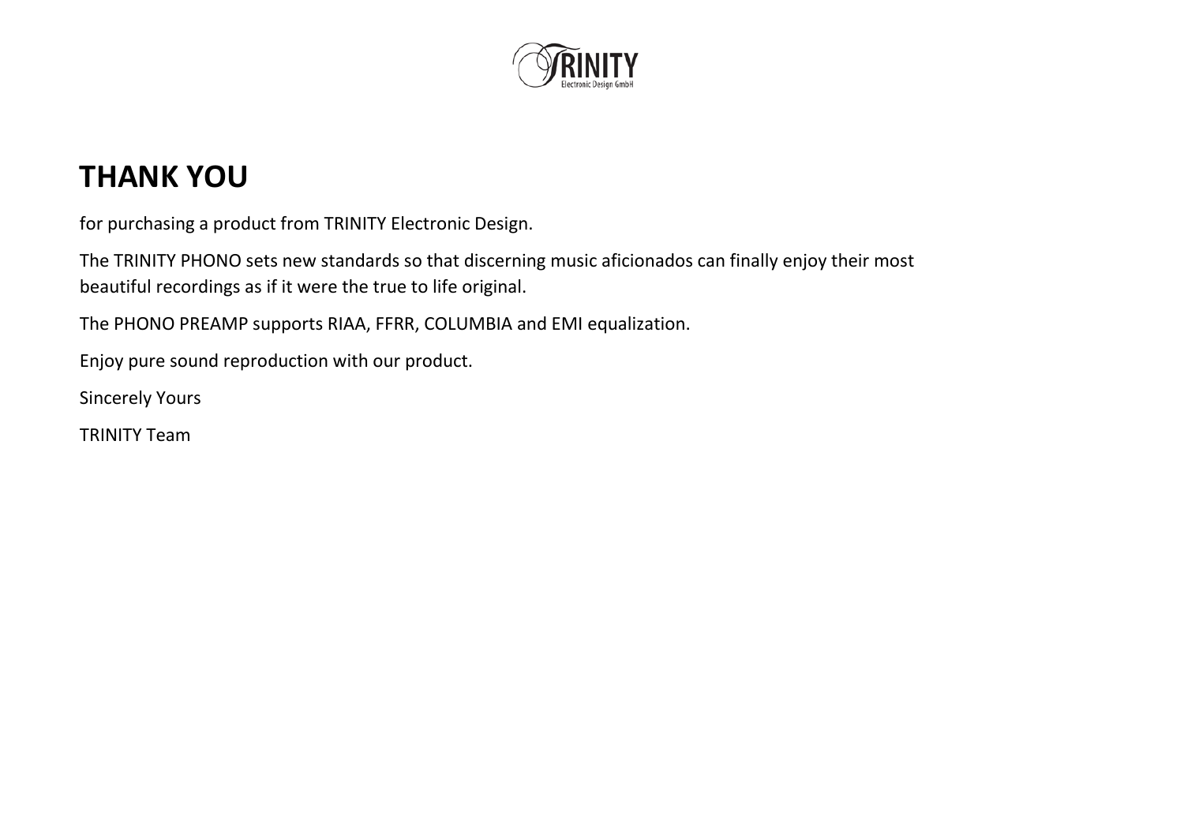# THANK YOU

for purchasing a product from TRINITY Electronic Design.

The TRINITY PHONO sets new standards so that discerning music aficionados can finally enjoy their most beautiful recordings as if it were the true to life original.

The PHONO PREAMP supports RIAA, FFRR, COLUMBIA and EMI equalization.

Enjoy pure sound reproduction with our product.

Sincerely Yours

TRINITY Team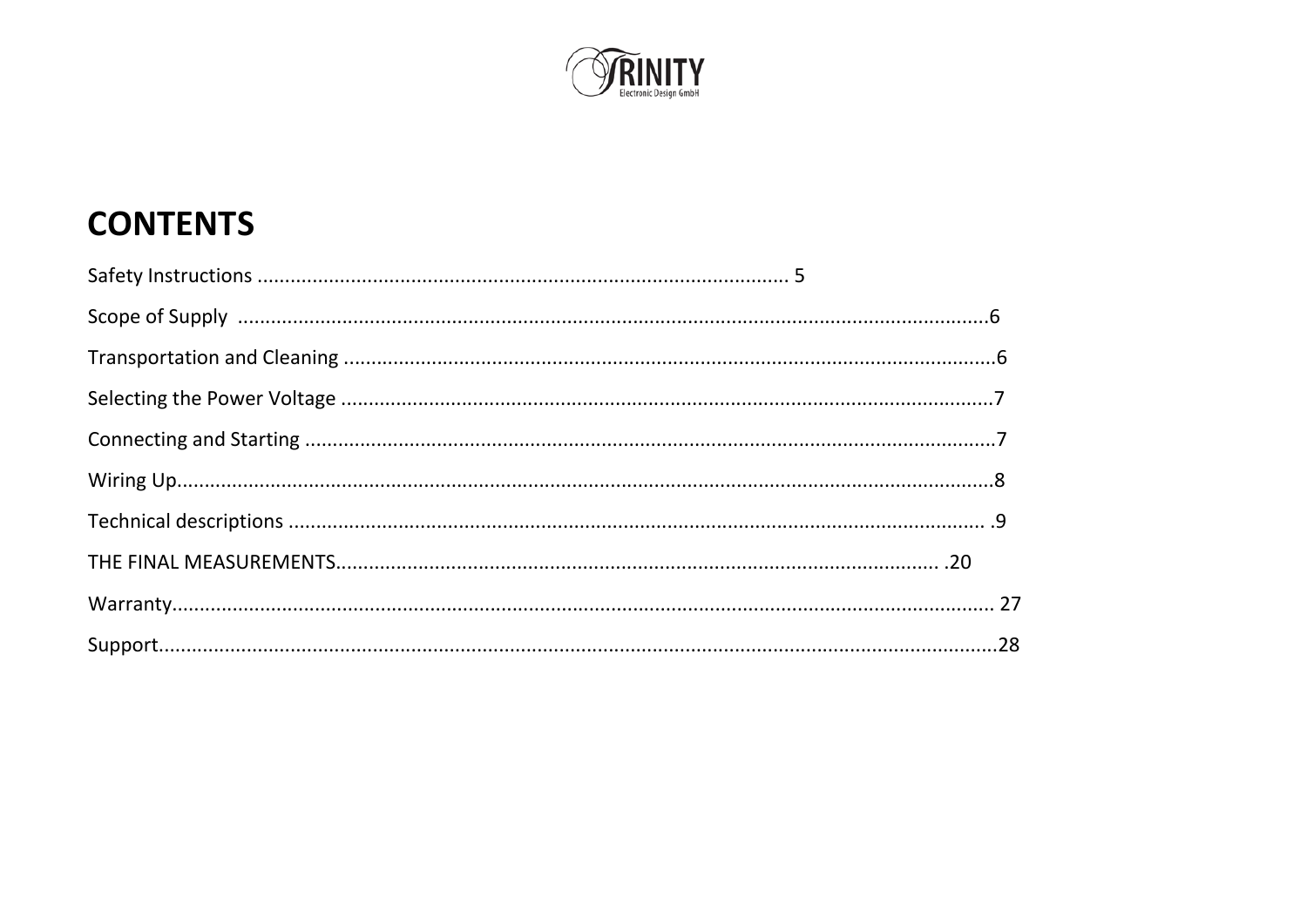# CONTENTS

Safety Instructions ................................................................................................ 5

Scope of Supply ........................................................................................................................6

Transportation and Cleaning .......................................................................................................6

Selecting the Power Voltage .......................................................................................................7

Connecting and Starting ..............................................................................................................7

Wiring Up......................................................................................................................................8

Technical descriptions ............................................................................................................... .9

THE FINAL MEASUREMENTS........................................................................................... .20

Warranty........................................................................................................................................ 27

Support..........................................................................................................................................28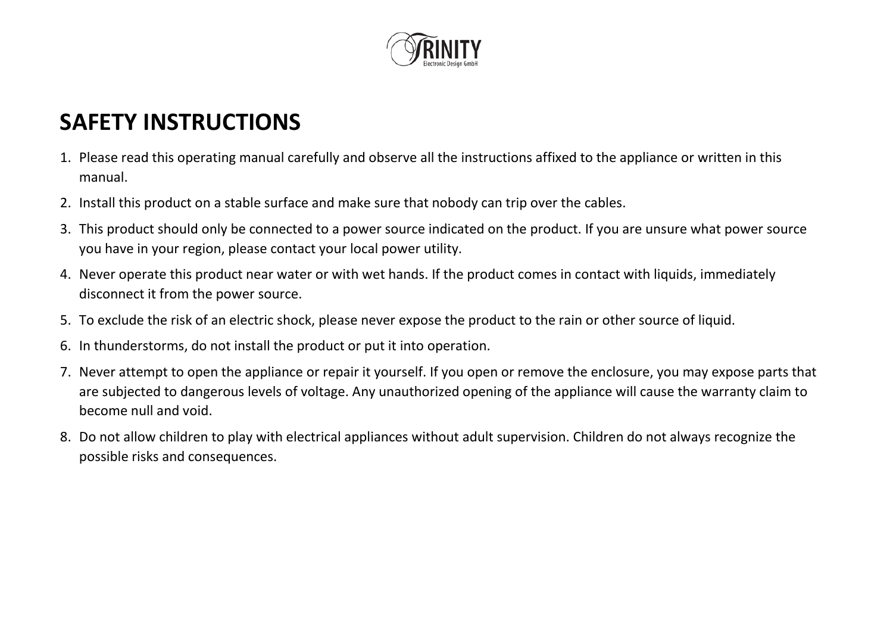# SAFETY INSTRUCTIONS

1. Please read this operating manual carefully and observe all the instructions affixed to the appliance or written in this manual.
2. Install this product on a stable surface and make sure that nobody can trip over the cables.
3. This product should only be connected to a power source indicated on the product. If you are unsure what power source you have in your region, please contact your local power utility.
4. Never operate this product near water or with wet hands. If the product comes in contact with liquids, immediately disconnect it from the power source.
5. To exclude the risk of an electric shock, please never expose the product to the rain or other source of liquid.
6. In thunderstorms, do not install the product or put it into operation.
7. Never attempt to open the appliance or repair it yourself. If you open or remove the enclosure, you may expose parts that are subjected to dangerous levels of voltage. Any unauthorized opening of the appliance will cause the warranty claim to become null and void.
8. Do not allow children to play with electrical appliances without adult supervision. Children do not always recognize the possible risks and consequences.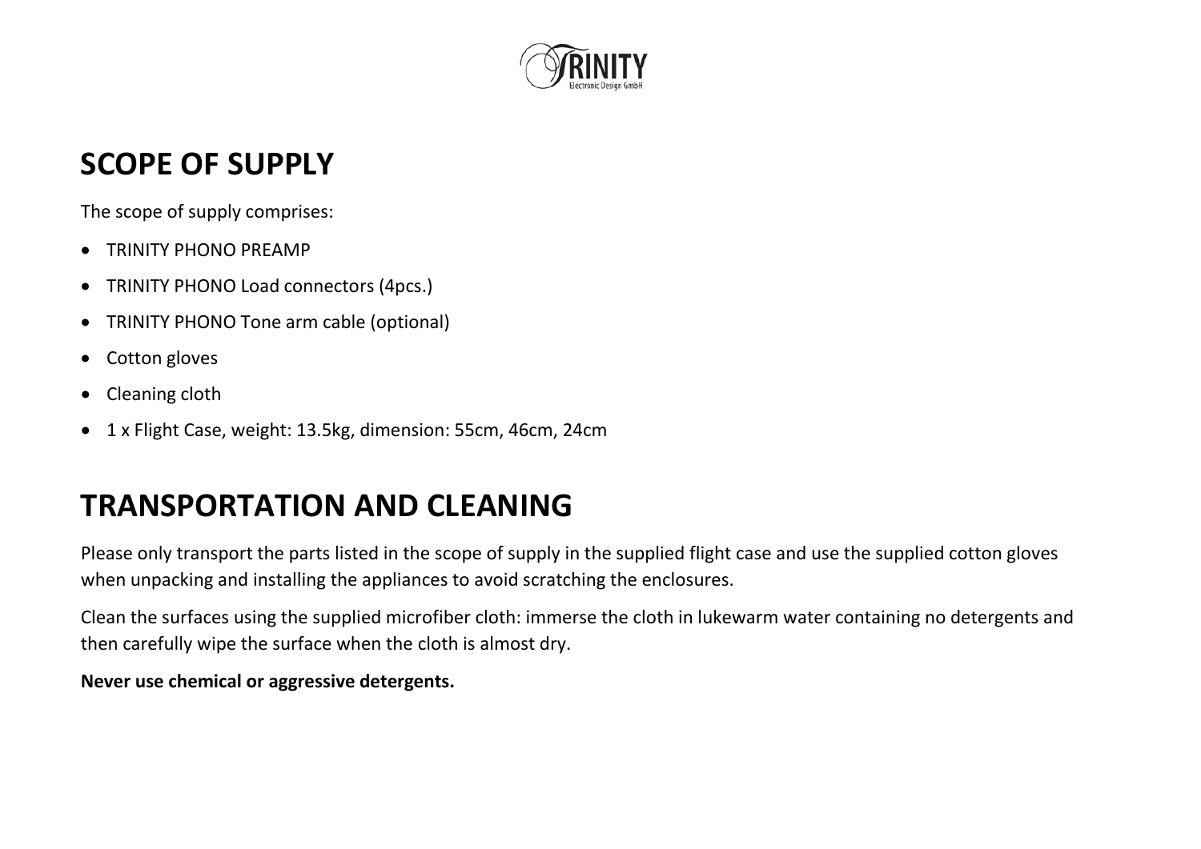## SCOPE OF SUPPLY

The scope of supply comprises:

- TRINITY PHONO PREAMP
- TRINITY PHONO Load connectors (4pcs.)
- TRINITY PHONO Tone arm cable (optional)
- Cotton gloves
- Cleaning cloth
- 1 x Flight Case, weight: 13.5kg, dimension: 55cm, 46cm, 24cm

## TRANSPORTATION AND CLEANING

Please only transport the parts listed in the scope of supply in the supplied flight case and use the supplied cotton gloves when unpacking and installing the appliances to avoid scratching the enclosures.

Clean the surfaces using the supplied microfiber cloth: immerse the cloth in lukewarm water containing no detergents and then carefully wipe the surface when the cloth is almost dry.

**Never use chemical or aggressive detergents.**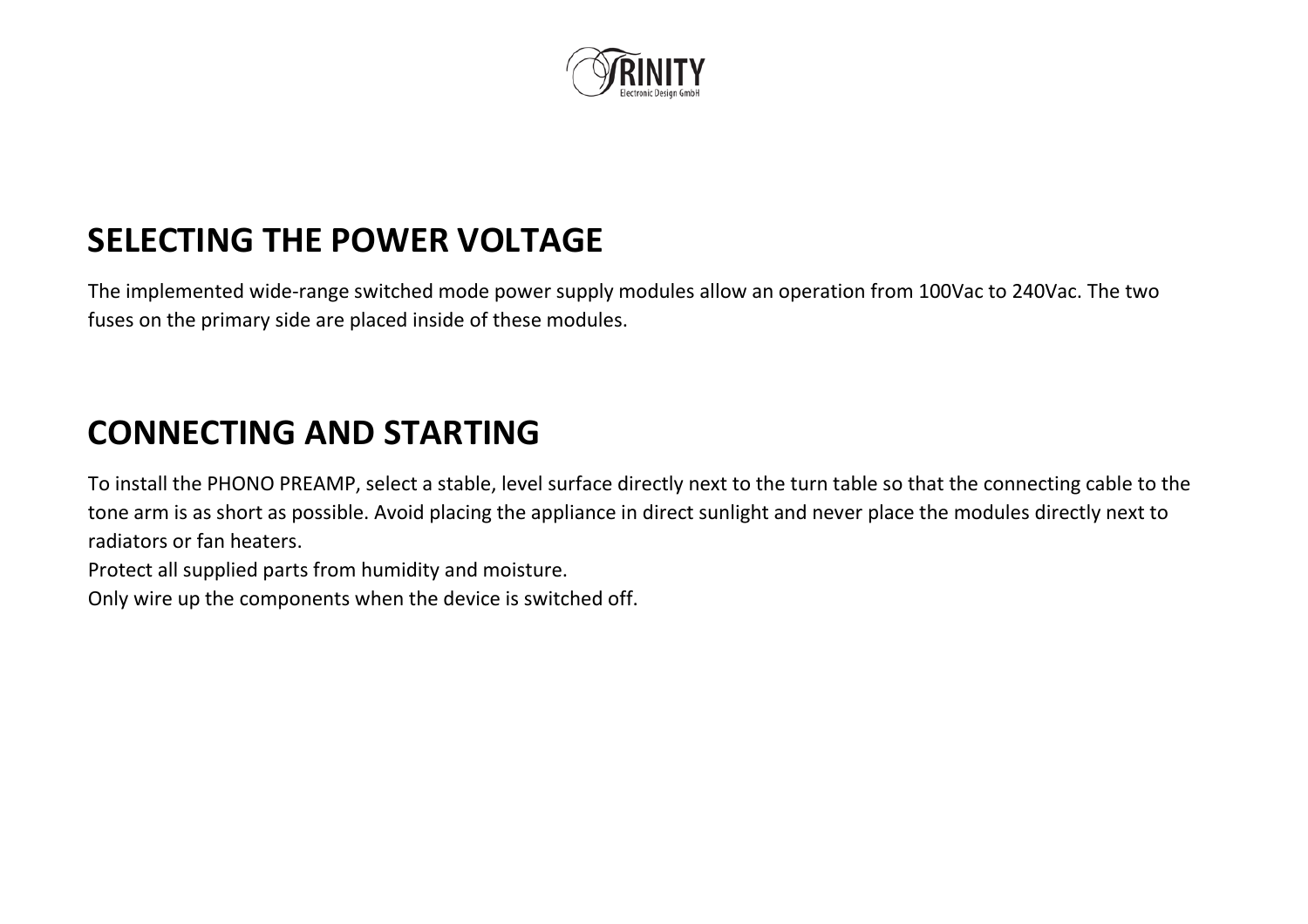## SELECTING THE POWER VOLTAGE

The implemented wide-range switched mode power supply modules allow an operation from 100Vac to 240Vac. The two fuses on the primary side are placed inside of these modules.

## CONNECTING AND STARTING

To install the PHONO PREAMP, select a stable, level surface directly next to the turn table so that the connecting cable to the tone arm is as short as possible. Avoid placing the appliance in direct sunlight and never place the modules directly next to radiators or fan heaters.
Protect all supplied parts from humidity and moisture.
Only wire up the components when the device is switched off.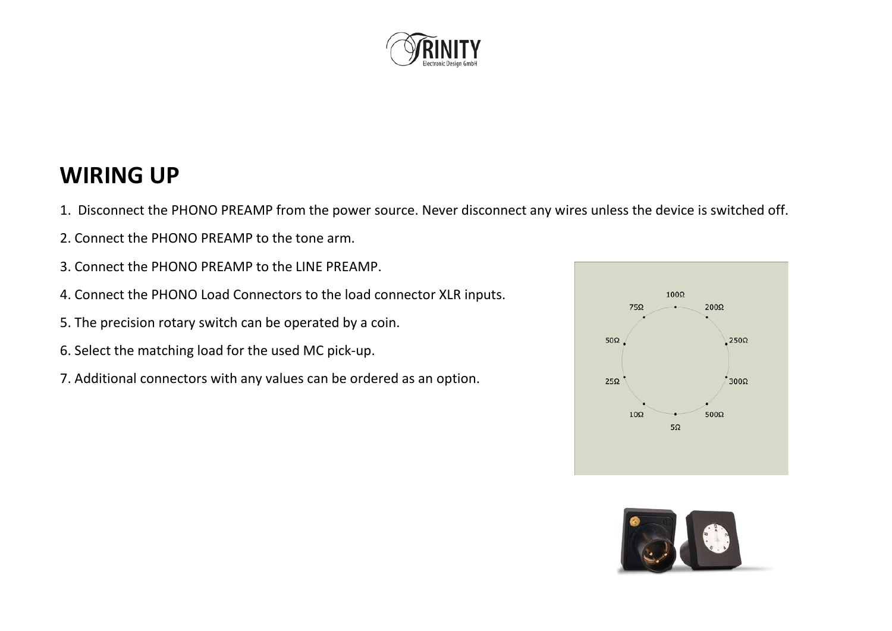## WIRING UP

1. Disconnect the PHONO PREAMP from the power source. Never disconnect any wires unless the device is switched off.
2. Connect the PHONO PREAMP to the tone arm.
3. Connect the PHONO PREAMP to the LINE PREAMP.
4. Connect the PHONO Load Connectors to the load connector XLR inputs.
5. The precision rotary switch can be operated by a coin.
6. Select the matching load for the used MC pick-up.
7. Additional connectors with any values can be ordered as an option.

100Ω, 200Ω, 250Ω, 300Ω, 500Ω, 5Ω, 10Ω, 25Ω, 50Ω, 75Ω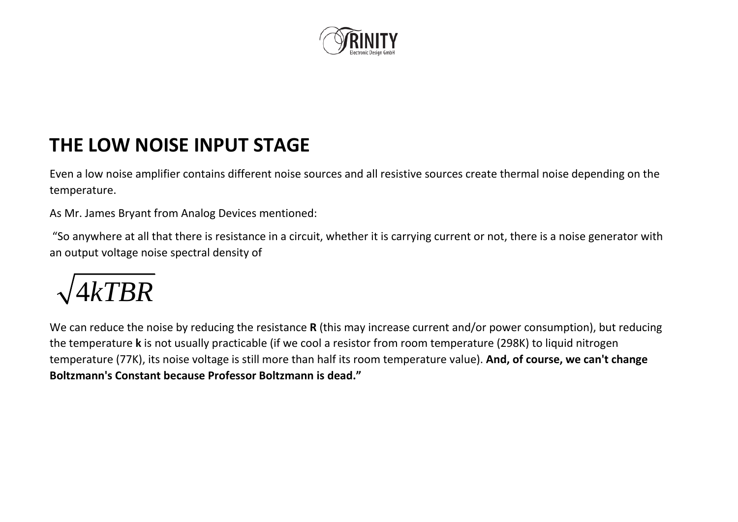# THE LOW NOISE INPUT STAGE

Even a low noise amplifier contains different noise sources and all resistive sources create thermal noise depending on the temperature.

As Mr. James Bryant from Analog Devices mentioned:

"So anywhere at all that there is resistance in a circuit, whether it is carrying current or not, there is a noise generator with an output voltage noise spectral density of

$$\sqrt{4kTBR}$$

We can reduce the noise by reducing the resistance **R** (this may increase current and/or power consumption), but reducing the temperature **k** is not usually practicable (if we cool a resistor from room temperature (298K) to liquid nitrogen temperature (77K), its noise voltage is still more than half its room temperature value). **And, of course, we can't change Boltzmann's Constant because Professor Boltzmann is dead."**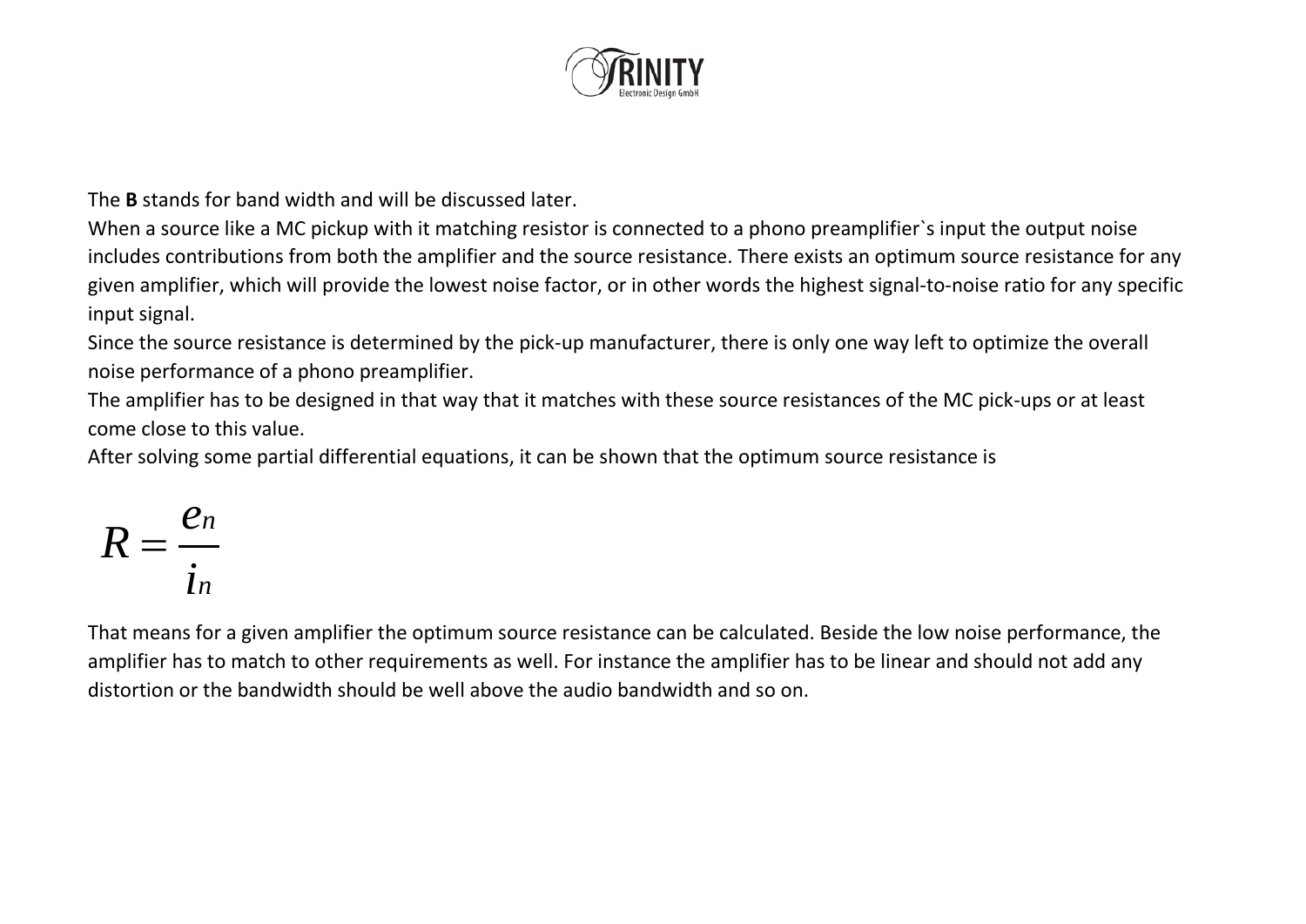The **B** stands for band width and will be discussed later.

When a source like a MC pickup with it matching resistor is connected to a phono preamplifier`s input the output noise includes contributions from both the amplifier and the source resistance. There exists an optimum source resistance for any given amplifier, which will provide the lowest noise factor, or in other words the highest signal-to-noise ratio for any specific input signal.

Since the source resistance is determined by the pick-up manufacturer, there is only one way left to optimize the overall noise performance of a phono preamplifier.

The amplifier has to be designed in that way that it matches with these source resistances of the MC pick-ups or at least come close to this value.

After solving some partial differential equations, it can be shown that the optimum source resistance is

$$R = \frac{e_n}{i_n}$$

That means for a given amplifier the optimum source resistance can be calculated. Beside the low noise performance, the amplifier has to match to other requirements as well. For instance the amplifier has to be linear and should not add any distortion or the bandwidth should be well above the audio bandwidth and so on.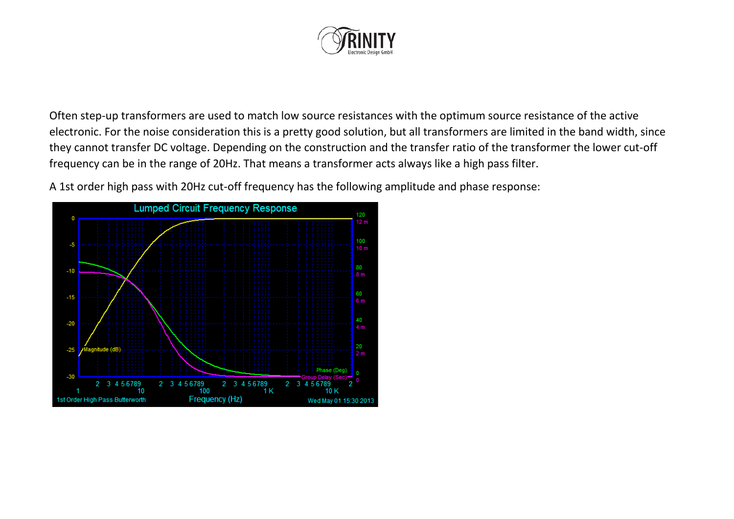Often step-up transformers are used to match low source resistances with the optimum source resistance of the active electronic. For the noise consideration this is a pretty good solution, but all transformers are limited in the band width, since they cannot transfer DC voltage. Depending on the construction and the transfer ratio of the transformer the lower cut-off frequency can be in the range of 20Hz. That means a transformer acts always like a high pass filter.

A 1st order high pass with 20Hz cut-off frequency has the following amplitude and phase response: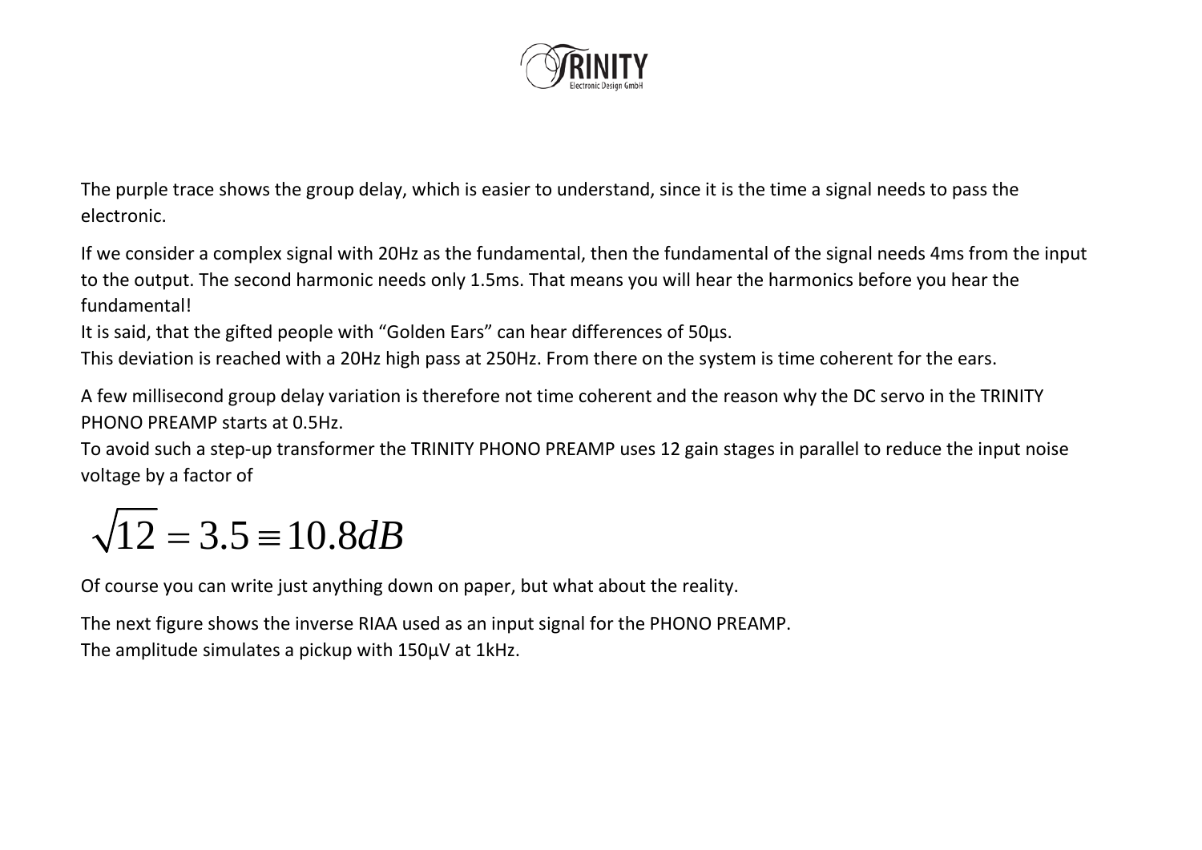The purple trace shows the group delay, which is easier to understand, since it is the time a signal needs to pass the electronic.

If we consider a complex signal with 20Hz as the fundamental, then the fundamental of the signal needs 4ms from the input to the output. The second harmonic needs only 1.5ms. That means you will hear the harmonics before you hear the fundamental!
It is said, that the gifted people with "Golden Ears" can hear differences of 50µs.
This deviation is reached with a 20Hz high pass at 250Hz. From there on the system is time coherent for the ears.

A few millisecond group delay variation is therefore not time coherent and the reason why the DC servo in the TRINITY PHONO PREAMP starts at 0.5Hz.
To avoid such a step-up transformer the TRINITY PHONO PREAMP uses 12 gain stages in parallel to reduce the input noise voltage by a factor of

$$\sqrt{12} = 3.5 \equiv 10.8dB$$

Of course you can write just anything down on paper, but what about the reality.

The next figure shows the inverse RIAA used as an input signal for the PHONO PREAMP.
The amplitude simulates a pickup with 150µV at 1kHz.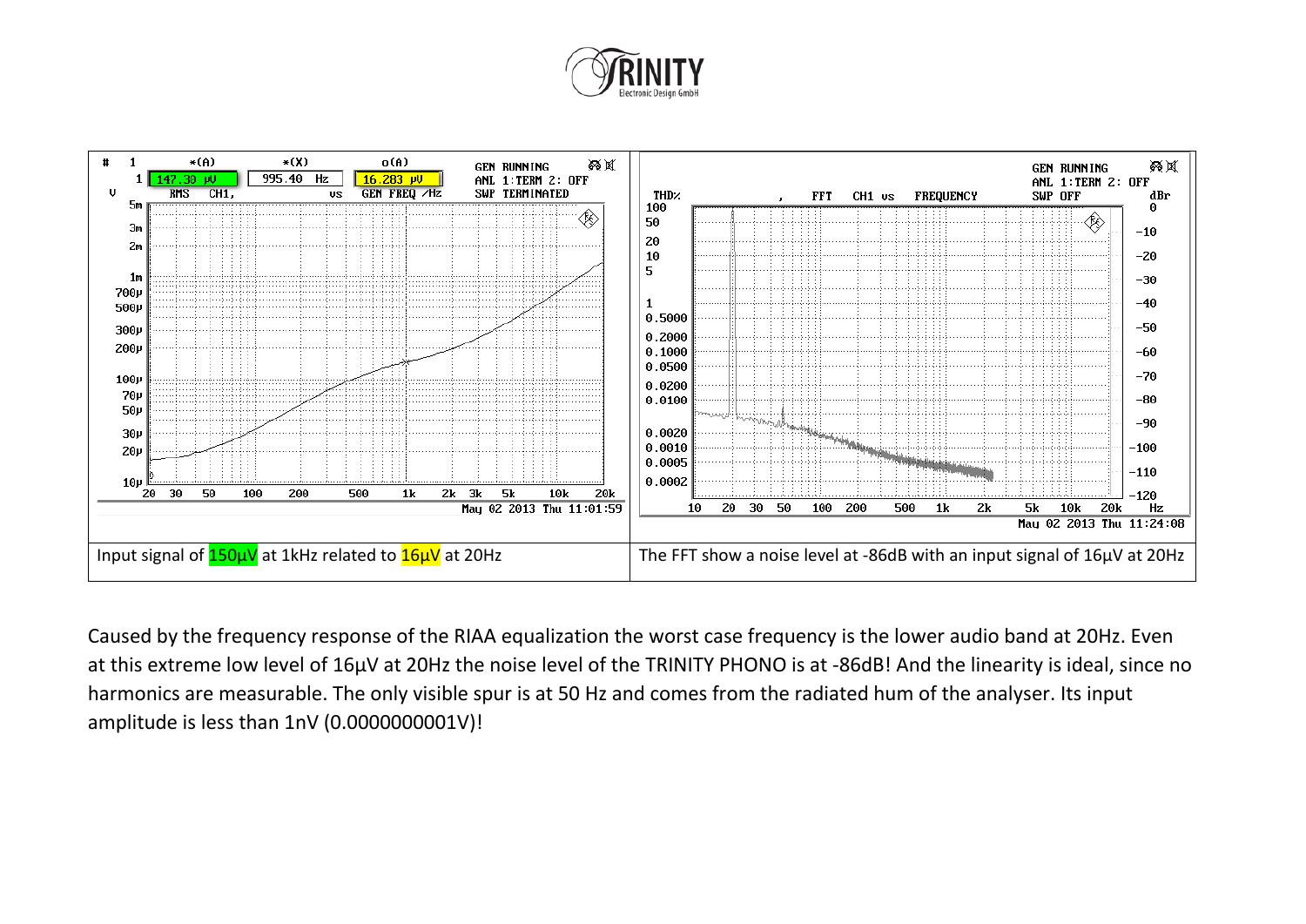| Input signal of 150µV at 1kHz related to 16µV at 20Hz | The FFT show a noise level at -86dB with an input signal of 16µV at 20Hz |
| --- | --- |

Caused by the frequency response of the RIAA equalization the worst case frequency is the lower audio band at 20Hz. Even at this extreme low level of 16µV at 20Hz the noise level of the TRINITY PHONO is at -86dB! And the linearity is ideal, since no harmonics are measurable. The only visible spur is at 50 Hz and comes from the radiated hum of the analyser. Its input amplitude is less than 1nV (0.0000000001V)!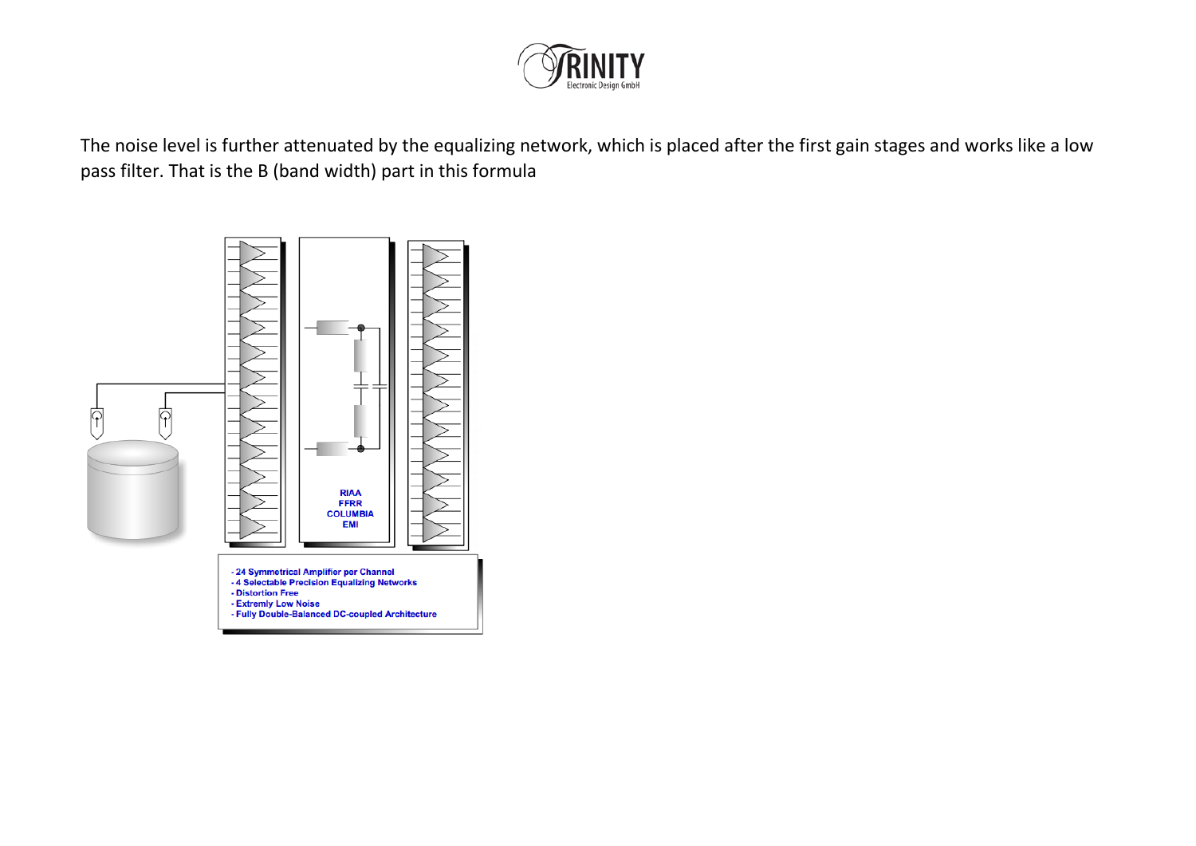The noise level is further attenuated by the equalizing network, which is placed after the first gain stages and works like a low pass filter. That is the B (band width) part in this formula

RIAA
FFRR
COLUMBIA
EMI

- 24 Symmetrical Amplifier per Channel
- 4 Selectable Precision Equalizing Networks
- Distortion Free
- Extremly Low Noise
- Fully Double-Balanced DC-coupled Architecture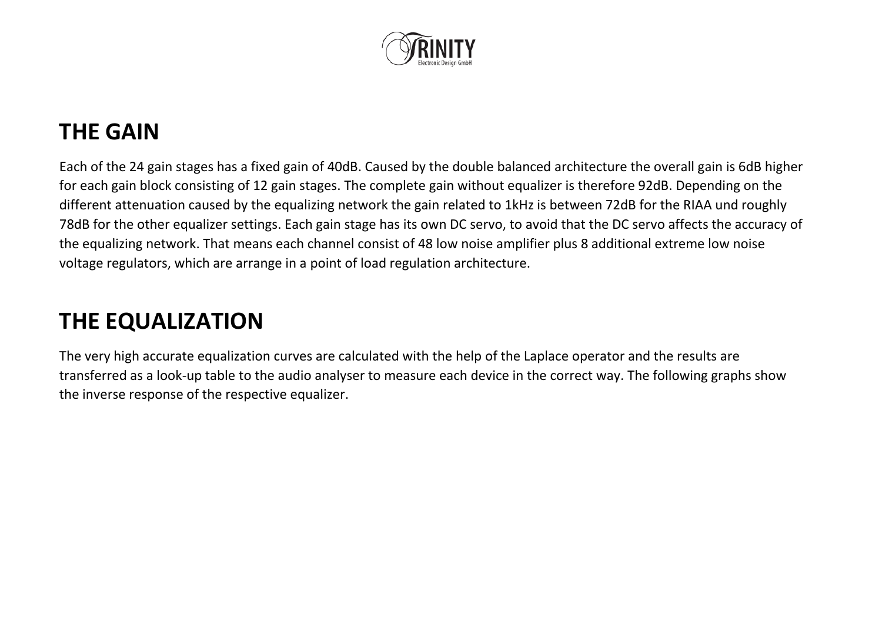## THE GAIN

Each of the 24 gain stages has a fixed gain of 40dB. Caused by the double balanced architecture the overall gain is 6dB higher for each gain block consisting of 12 gain stages. The complete gain without equalizer is therefore 92dB. Depending on the different attenuation caused by the equalizing network the gain related to 1kHz is between 72dB for the RIAA und roughly 78dB for the other equalizer settings. Each gain stage has its own DC servo, to avoid that the DC servo affects the accuracy of the equalizing network. That means each channel consist of 48 low noise amplifier plus 8 additional extreme low noise voltage regulators, which are arrange in a point of load regulation architecture.

## THE EQUALIZATION

The very high accurate equalization curves are calculated with the help of the Laplace operator and the results are transferred as a look-up table to the audio analyser to measure each device in the correct way. The following graphs show the inverse response of the respective equalizer.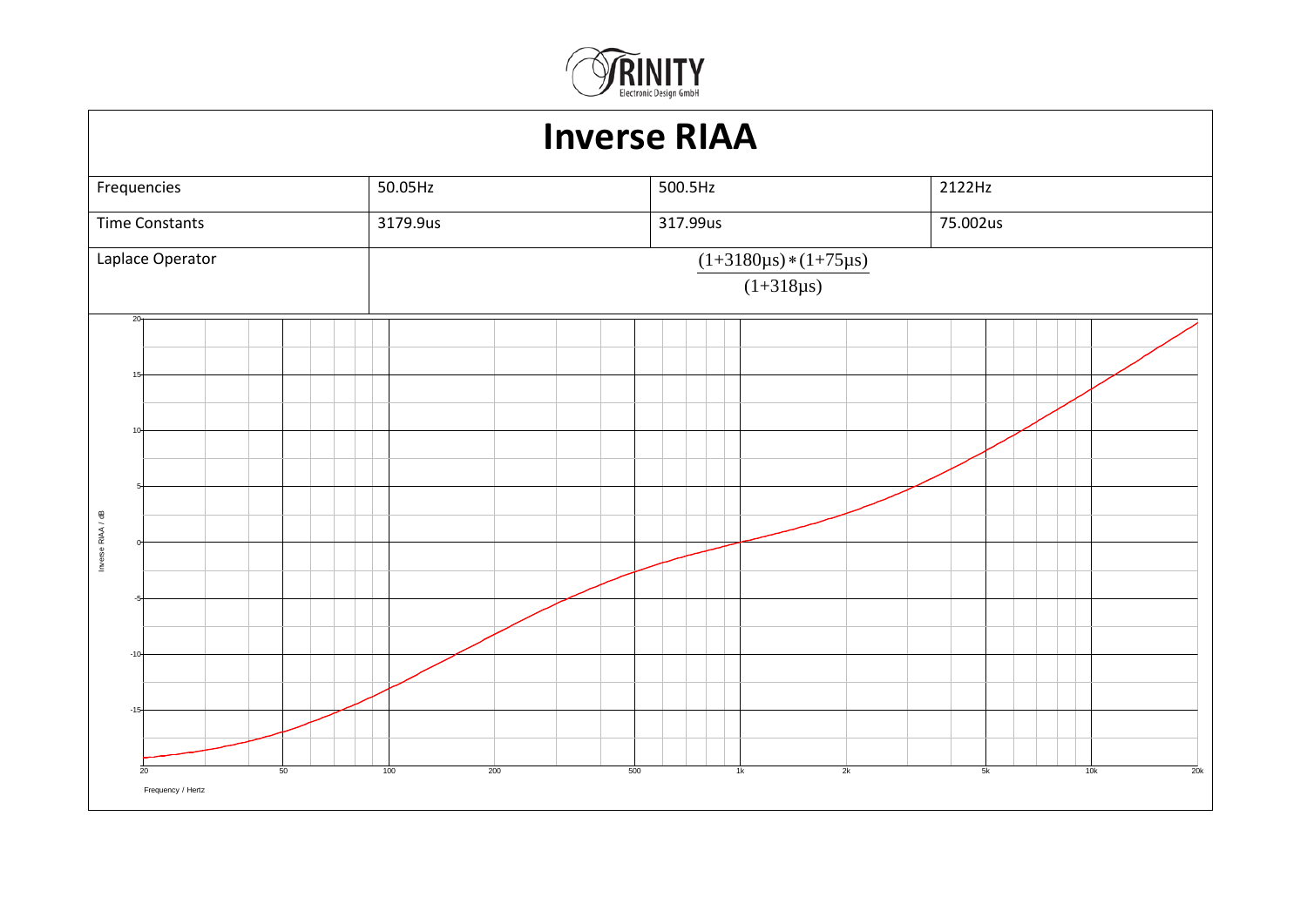# Inverse RIAA

| Frequencies | 50.05Hz | 500.5Hz | 2122Hz |
|---|---|---|---|
| Time Constants | 3179.9us | 317.99us | 75.002us |
| Laplace Operator | $\frac{(1+3180\mu s)*(1+75\mu s)}{(1+318\mu s)}$ | | |

Inverse RIAA / dB

20
15
10
5
0
-5
-10
-15

20 50 100 200 500 1k 2k 5k 10k 20k

Frequency / Hertz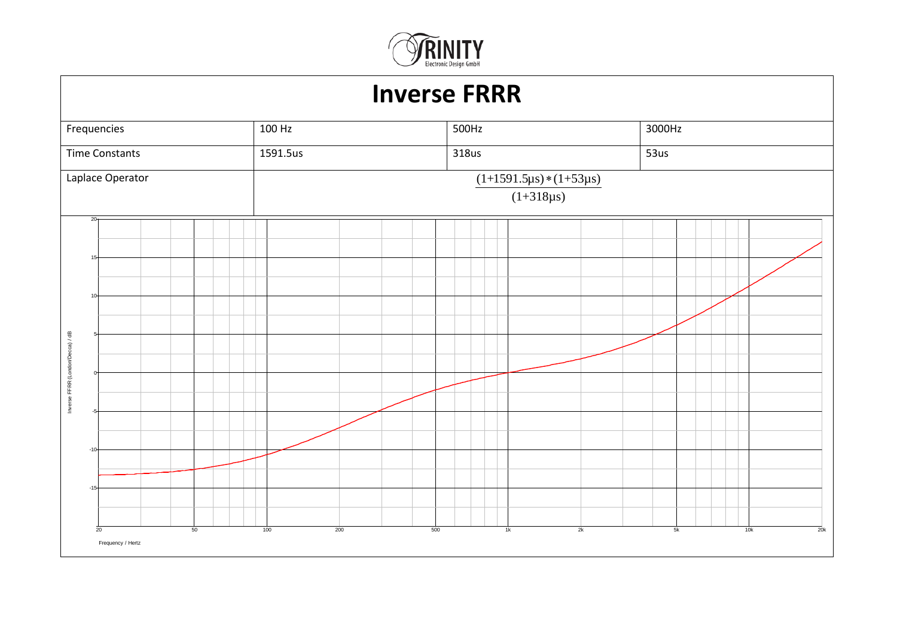# Inverse FRRR

| Frequencies | 100 Hz | 500Hz | 3000Hz |
|---|---|---|---|
| Time Constants | 1591.5us | 318us | 53us |
| Laplace Operator | $\frac{(1+1591.5\mu s)*(1+53\mu s)}{(1+318\mu s)}$ | | |

Inverse FFRR (London/Decca) / dB

Frequency / Hertz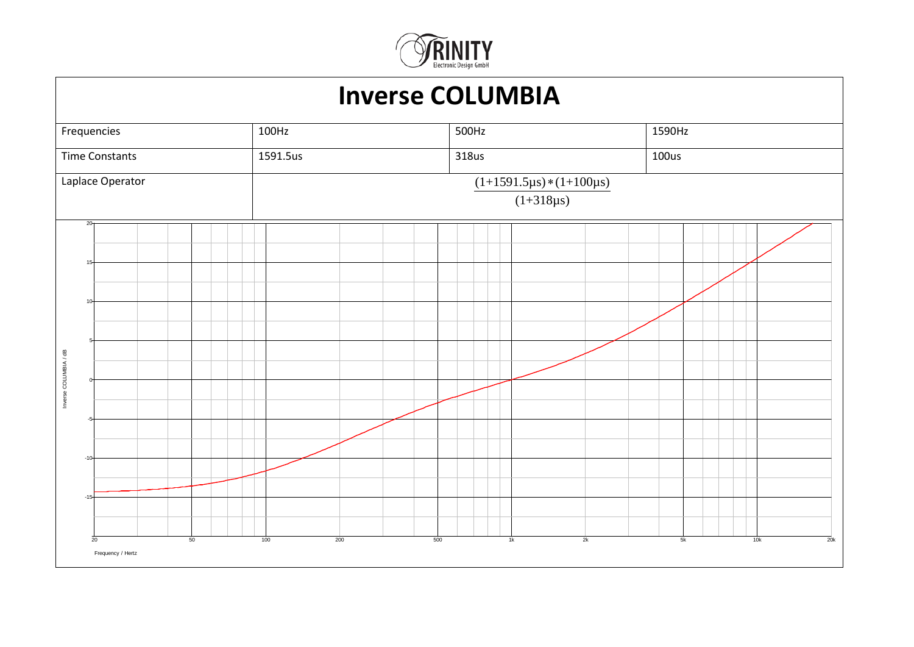# Inverse COLUMBIA

| Frequencies | 100Hz | 500Hz | 1590Hz |
|---|---|---|---|
| Time Constants | 1591.5us | 318us | 100us |
| Laplace Operator | $\frac{(1+1591.5\mu s)*(1+100\mu s)}{(1+318\mu s)}$ | | |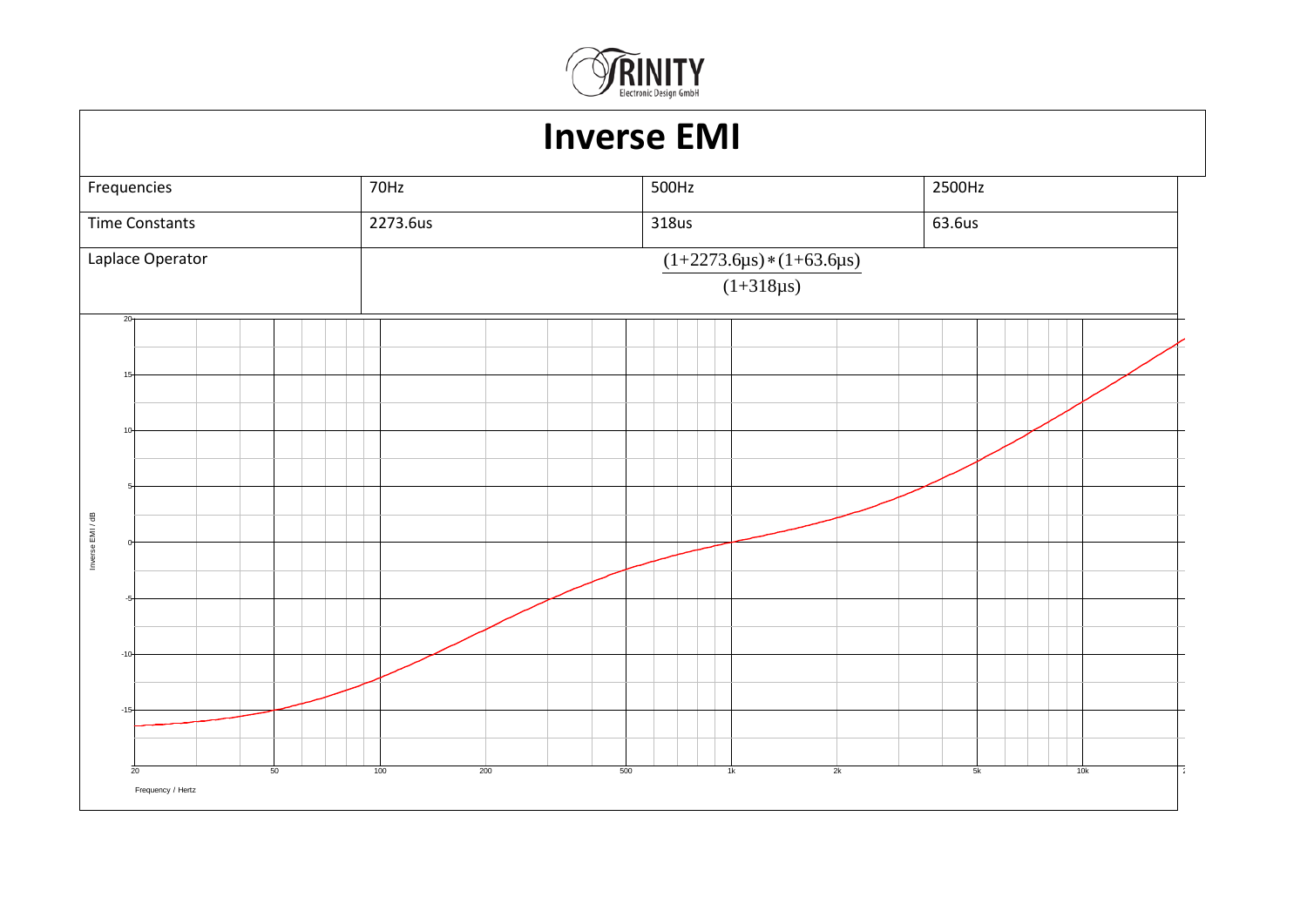# Inverse EMI

| Frequencies | 70Hz | 500Hz | 2500Hz |
|---|---|---|---|
| Time Constants | 2273.6us | 318us | 63.6us |
| Laplace Operator | $\dfrac{(1+2273.6\mu s)*(1+63.6\mu s)}{(1+318\mu s)}$ | | |

Inverse EMI / dB

Frequency / Hertz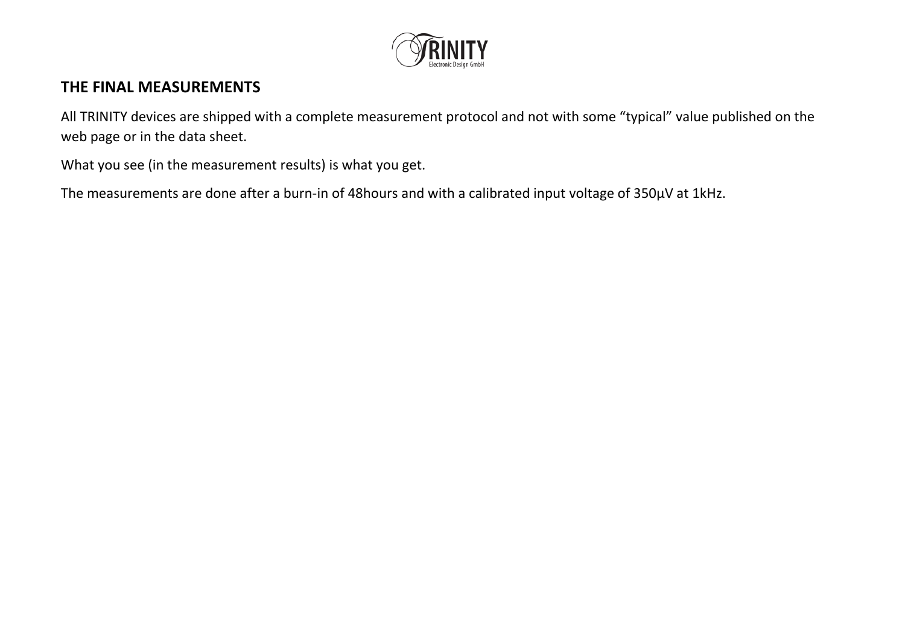## THE FINAL MEASUREMENTS

All TRINITY devices are shipped with a complete measurement protocol and not with some “typical” value published on the web page or in the data sheet.

What you see (in the measurement results) is what you get.

The measurements are done after a burn-in of 48hours and with a calibrated input voltage of 350µV at 1kHz.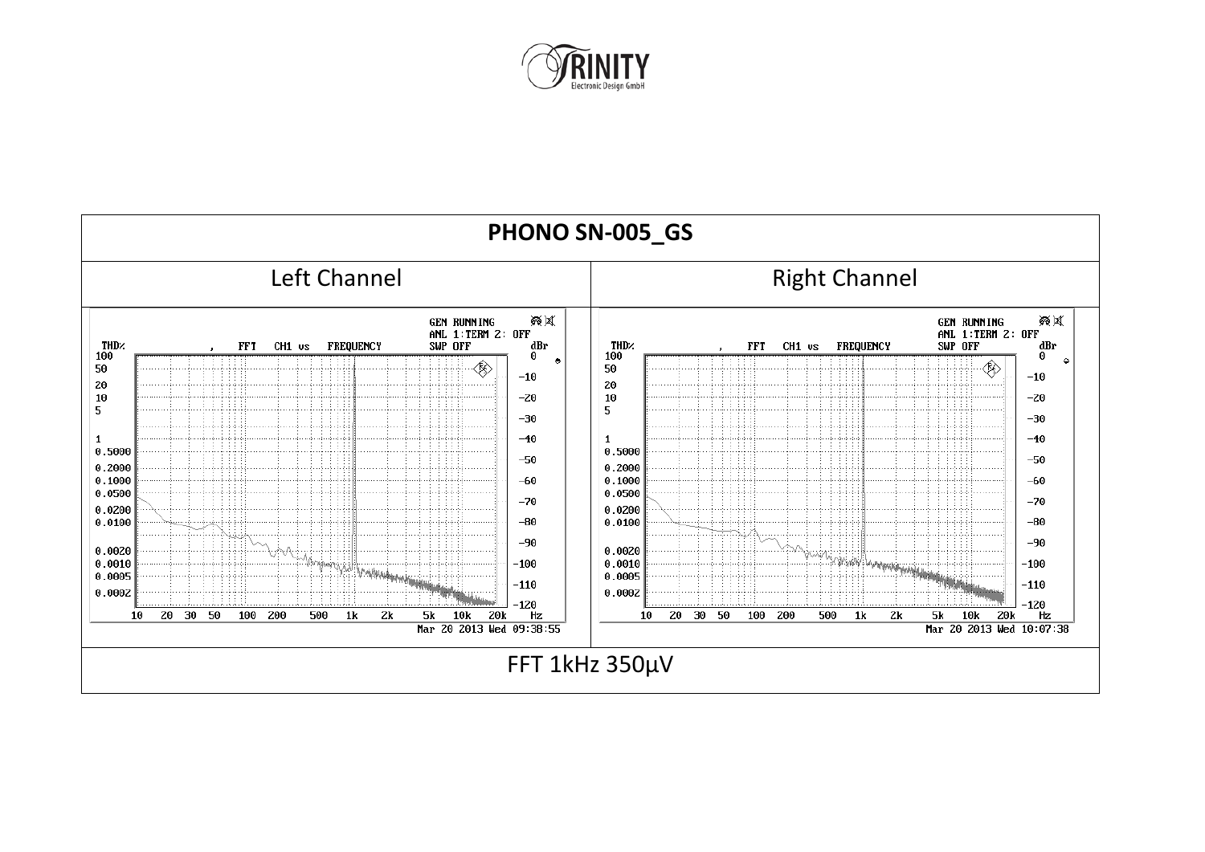# PHONO SN-005_GS

| Left Channel | Right Channel |
| --- | --- |
| | |

FFT 1kHz 350µV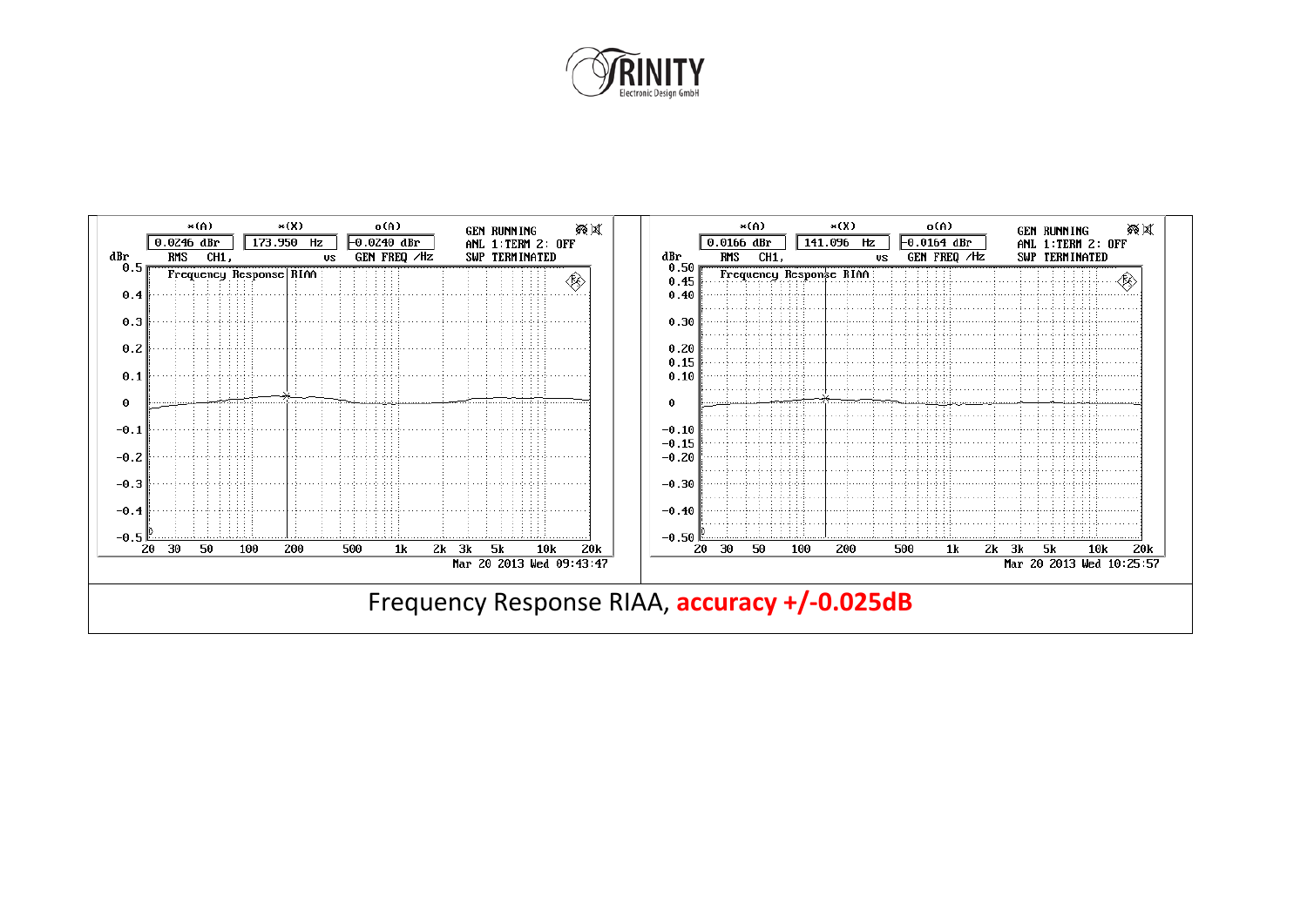| *(A) | *(X) | o(A) | GEN RUNNING |
|---|---|---|---|
| 0.0246 dBr | 173.950 Hz | -0.0240 dBr | ANL 1:TERM 2: OFF |
| RMS CH1, | vs | GEN FREQ /Hz | SWP TERMINATED |

Frequency Response RIAA

dBr: 0.5, 0.4, 0.3, 0.2, 0.1, 0, -0.1, -0.2, -0.3, -0.4, -0.5

20 30 50 100 200 500 1k 2k 3k 5k 10k 20k

Mar 20 2013 Wed 09:43:47

| *(A) | *(X) | o(A) | GEN RUNNING |
|---|---|---|---|
| 0.0166 dBr | 141.096 Hz | -0.0164 dBr | ANL 1:TERM 2: OFF |
| RMS CH1, | vs | GEN FREQ /Hz | SWP TERMINATED |

Frequency Response RIAA

dBr: 0.50, 0.45, 0.40, 0.30, 0.20, 0.15, 0.10, 0, -0.10, -0.15, -0.20, -0.30, -0.40, -0.50

20 30 50 100 200 500 1k 2k 3k 5k 10k 20k

Mar 20 2013 Wed 10:25:57

Frequency Response RIAA, **accuracy +/-0.025dB**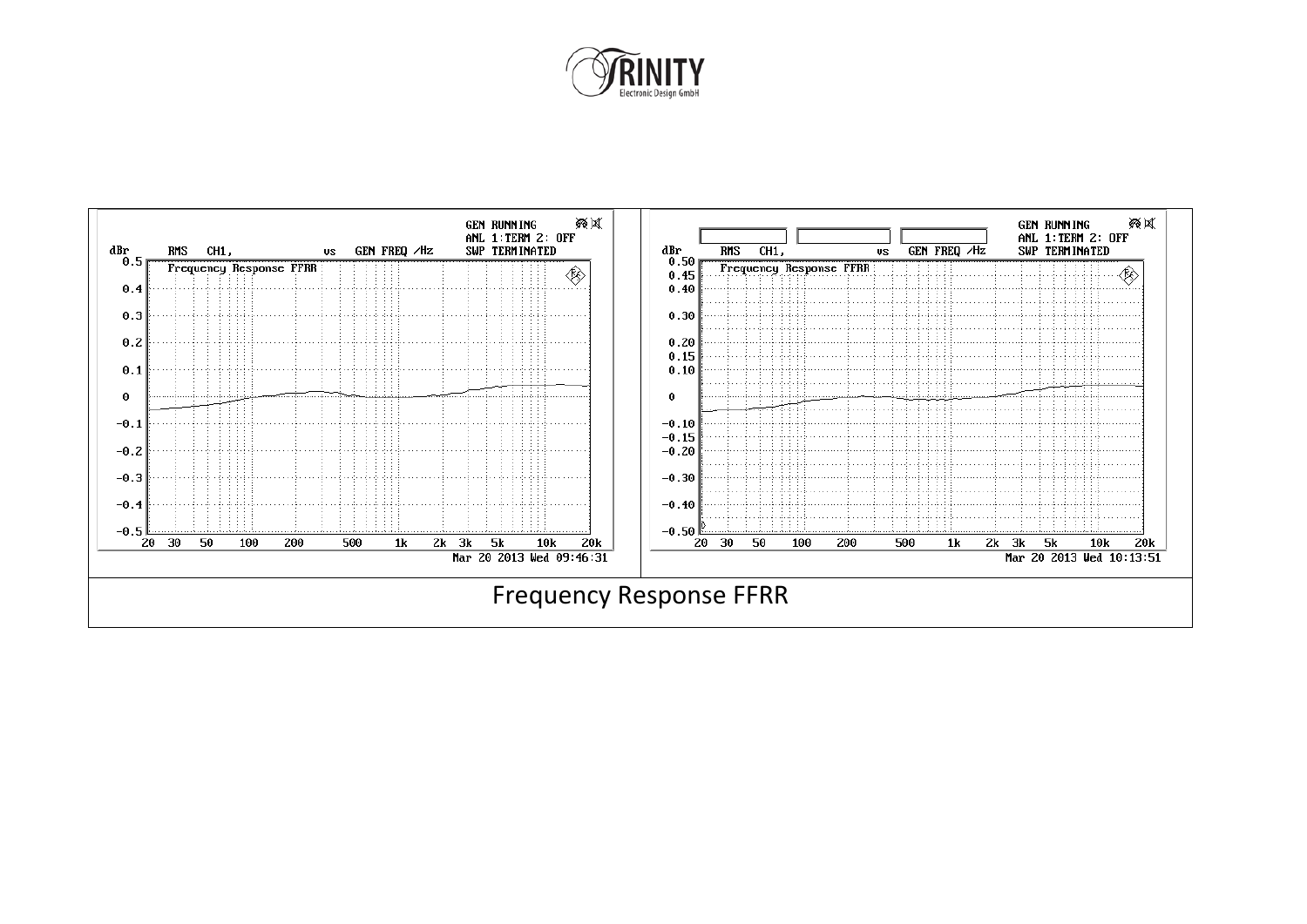Frequency Response FFRR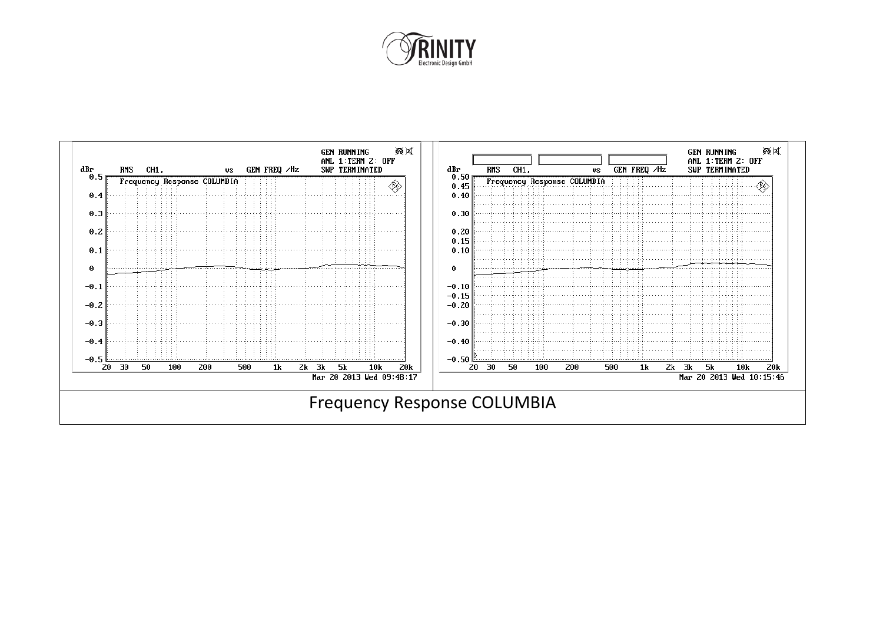Frequency Response COLUMBIA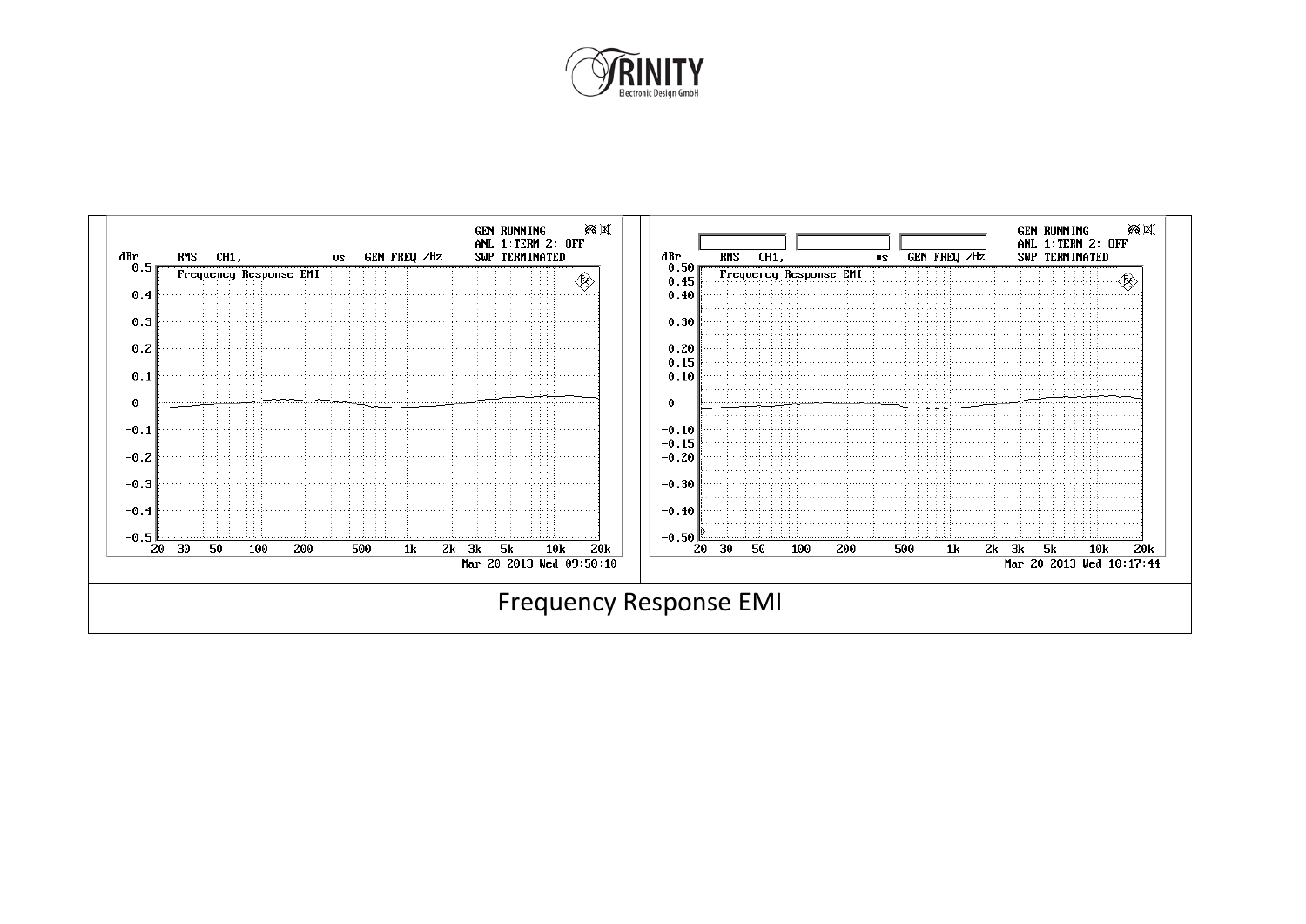Frequency Response EMI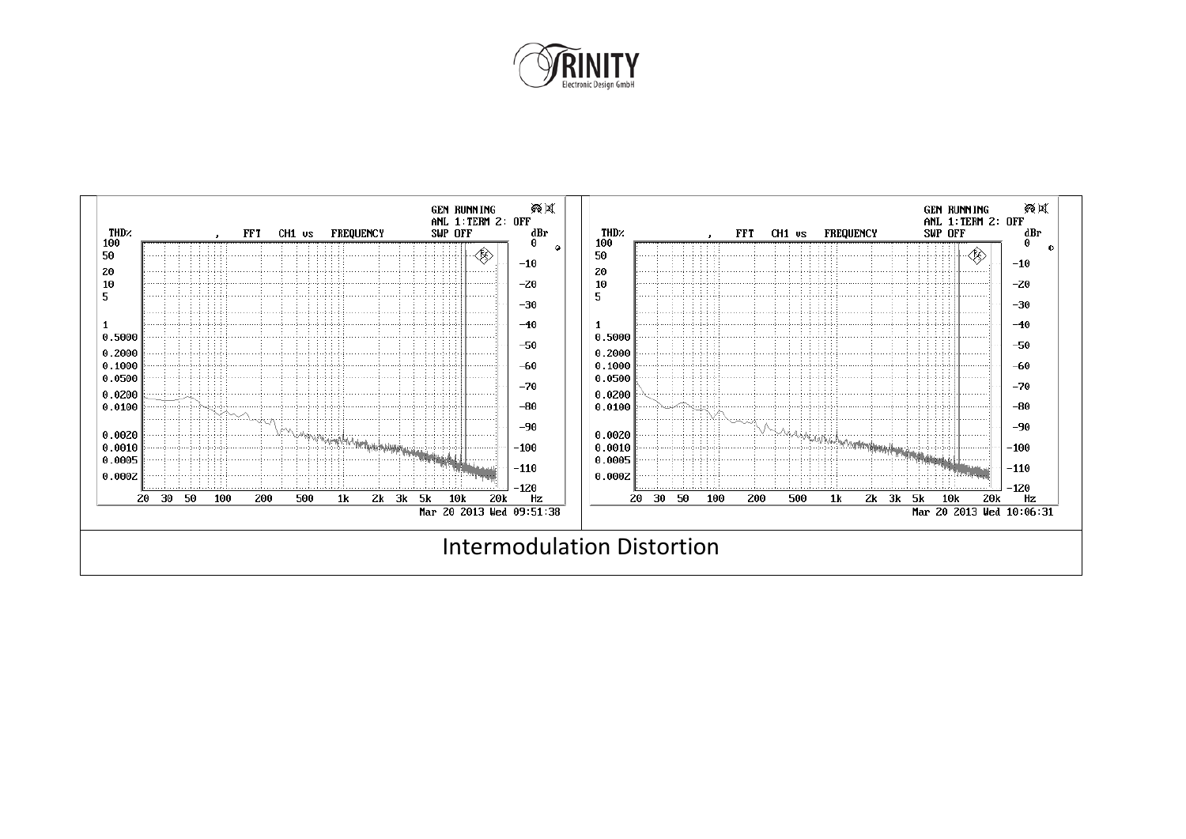Intermodulation Distortion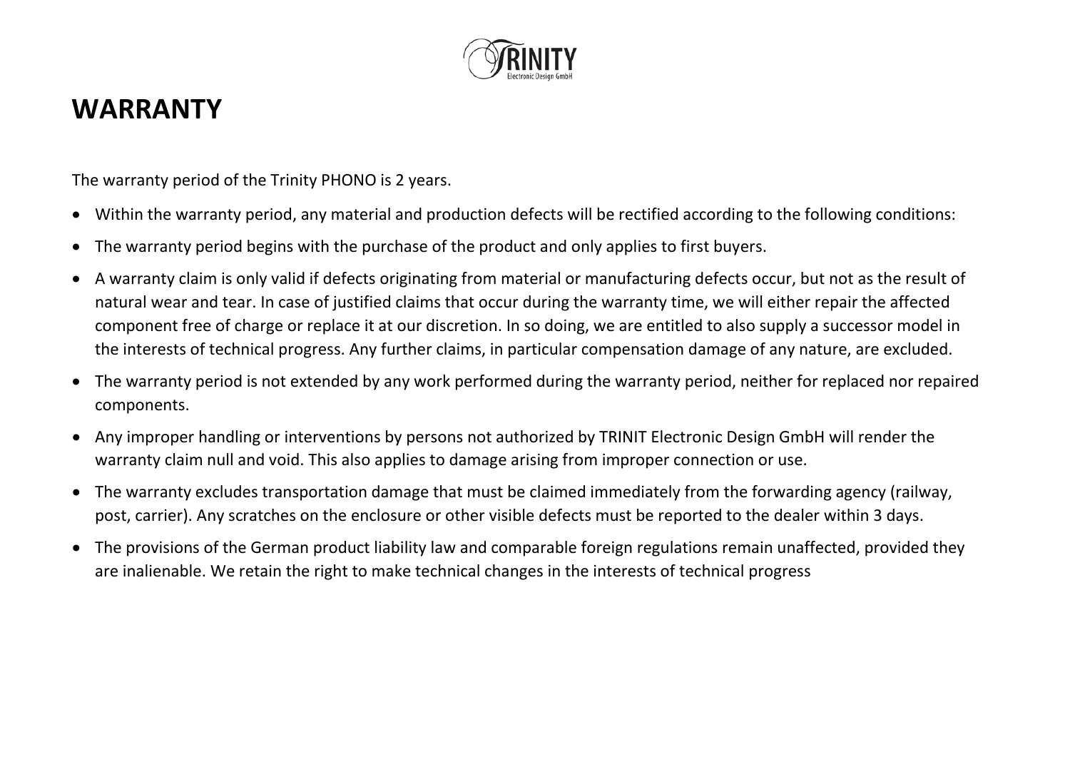# WARRANTY

The warranty period of the Trinity PHONO is 2 years.

- Within the warranty period, any material and production defects will be rectified according to the following conditions:
- The warranty period begins with the purchase of the product and only applies to first buyers.
- A warranty claim is only valid if defects originating from material or manufacturing defects occur, but not as the result of natural wear and tear. In case of justified claims that occur during the warranty time, we will either repair the affected component free of charge or replace it at our discretion. In so doing, we are entitled to also supply a successor model in the interests of technical progress. Any further claims, in particular compensation damage of any nature, are excluded.
- The warranty period is not extended by any work performed during the warranty period, neither for replaced nor repaired components.
- Any improper handling or interventions by persons not authorized by TRINIT Electronic Design GmbH will render the warranty claim null and void. This also applies to damage arising from improper connection or use.
- The warranty excludes transportation damage that must be claimed immediately from the forwarding agency (railway, post, carrier). Any scratches on the enclosure or other visible defects must be reported to the dealer within 3 days.
- The provisions of the German product liability law and comparable foreign regulations remain unaffected, provided they are inalienable. We retain the right to make technical changes in the interests of technical progress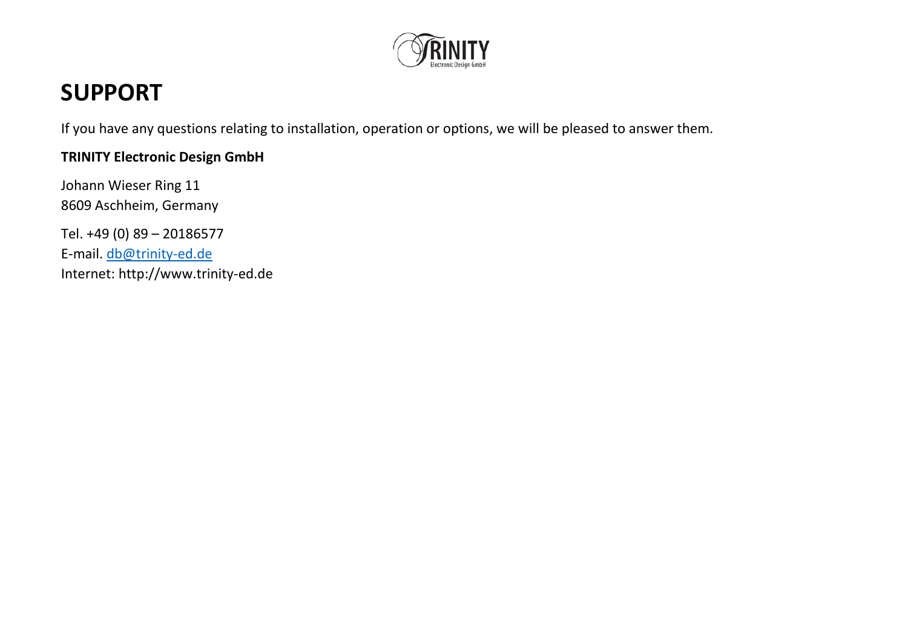# SUPPORT

If you have any questions relating to installation, operation or options, we will be pleased to answer them.

**TRINITY Electronic Design GmbH**

Johann Wieser Ring 11
8609 Aschheim, Germany

Tel. +49 (0) 89 – 20186577
E-mail. db@trinity-ed.de
Internet: http://www.trinity-ed.de